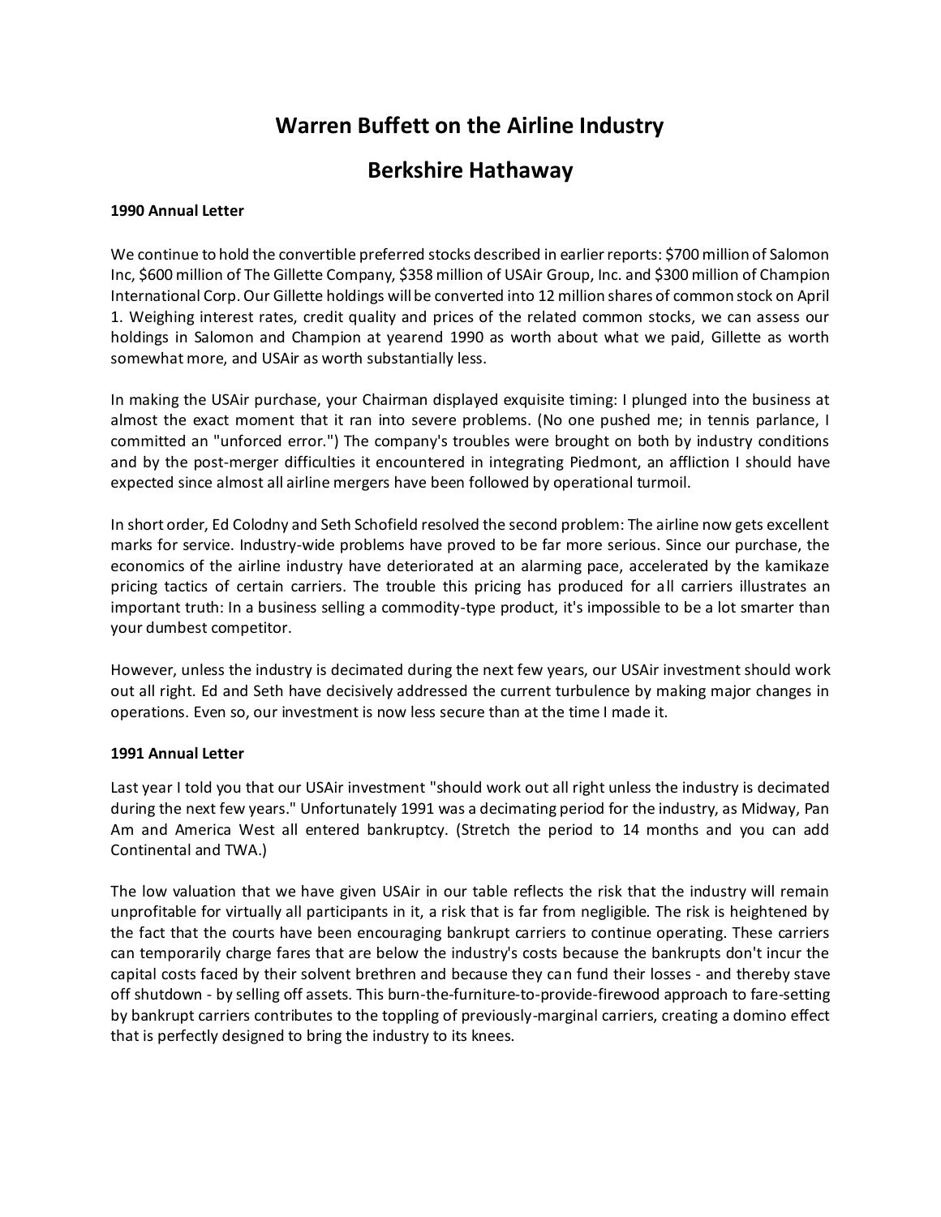# Warren Buffett on the Airline Industry

# Berkshire Hathaway

**1990 Annual Letter**

We continue to hold the convertible preferred stocks described in earlier reports: $700 million of Salomon Inc, $600 million of The Gillette Company, $358 million of USAir Group, Inc. and $300 million of Champion International Corp. Our Gillette holdings will be converted into 12 million shares of common stock on April 1. Weighing interest rates, credit quality and prices of the related common stocks, we can assess our holdings in Salomon and Champion at yearend 1990 as worth about what we paid, Gillette as worth somewhat more, and USAir as worth substantially less.

In making the USAir purchase, your Chairman displayed exquisite timing: I plunged into the business at almost the exact moment that it ran into severe problems. (No one pushed me; in tennis parlance, I committed an "unforced error.") The company's troubles were brought on both by industry conditions and by the post-merger difficulties it encountered in integrating Piedmont, an affliction I should have expected since almost all airline mergers have been followed by operational turmoil.

In short order, Ed Colodny and Seth Schofield resolved the second problem: The airline now gets excellent marks for service. Industry-wide problems have proved to be far more serious. Since our purchase, the economics of the airline industry have deteriorated at an alarming pace, accelerated by the kamikaze pricing tactics of certain carriers. The trouble this pricing has produced for all carriers illustrates an important truth: In a business selling a commodity-type product, it's impossible to be a lot smarter than your dumbest competitor.

However, unless the industry is decimated during the next few years, our USAir investment should work out all right. Ed and Seth have decisively addressed the current turbulence by making major changes in operations. Even so, our investment is now less secure than at the time I made it.

**1991 Annual Letter**

Last year I told you that our USAir investment "should work out all right unless the industry is decimated during the next few years." Unfortunately 1991 was a decimating period for the industry, as Midway, Pan Am and America West all entered bankruptcy. (Stretch the period to 14 months and you can add Continental and TWA.)

The low valuation that we have given USAir in our table reflects the risk that the industry will remain unprofitable for virtually all participants in it, a risk that is far from negligible. The risk is heightened by the fact that the courts have been encouraging bankrupt carriers to continue operating. These carriers can temporarily charge fares that are below the industry's costs because the bankrupts don't incur the capital costs faced by their solvent brethren and because they can fund their losses - and thereby stave off shutdown - by selling off assets. This burn-the-furniture-to-provide-firewood approach to fare-setting by bankrupt carriers contributes to the toppling of previously-marginal carriers, creating a domino effect that is perfectly designed to bring the industry to its knees.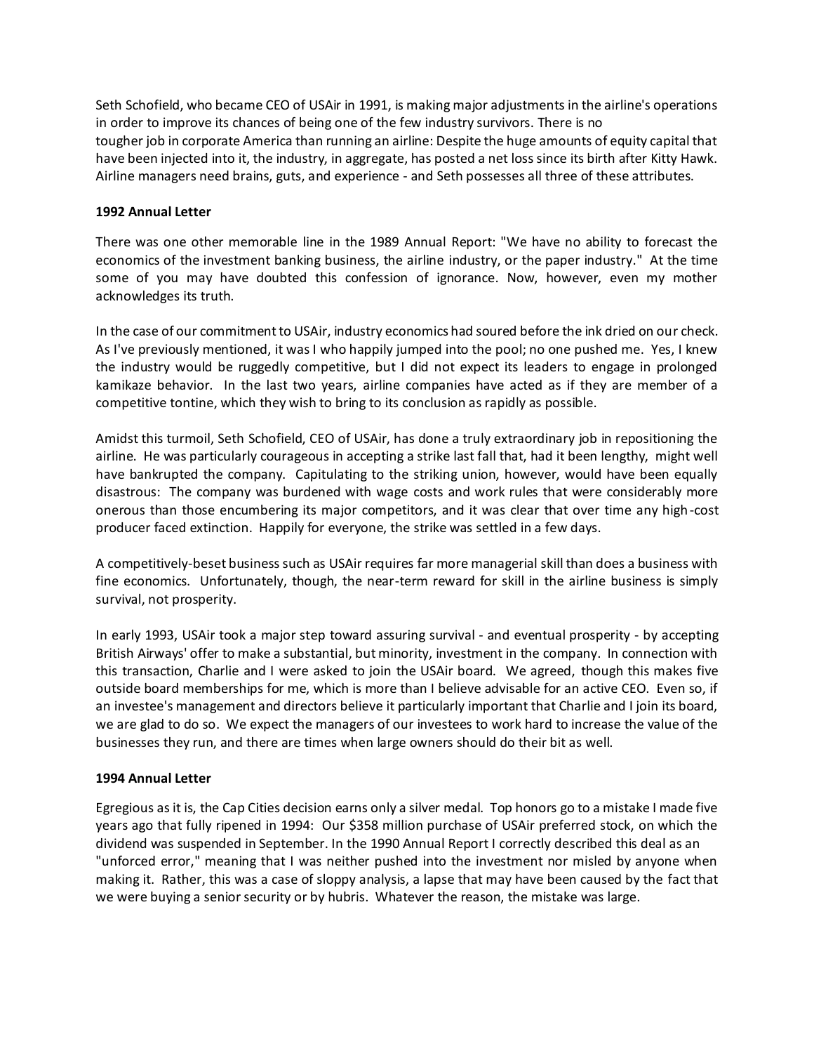Seth Schofield, who became CEO of USAir in 1991, is making major adjustments in the airline's operations in order to improve its chances of being one of the few industry survivors. There is no tougher job in corporate America than running an airline: Despite the huge amounts of equity capital that have been injected into it, the industry, in aggregate, has posted a net loss since its birth after Kitty Hawk. Airline managers need brains, guts, and experience - and Seth possesses all three of these attributes.

**1992 Annual Letter**

There was one other memorable line in the 1989 Annual Report: "We have no ability to forecast the economics of the investment banking business, the airline industry, or the paper industry." At the time some of you may have doubted this confession of ignorance. Now, however, even my mother acknowledges its truth.

In the case of our commitment to USAir, industry economics had soured before the ink dried on our check. As I've previously mentioned, it was I who happily jumped into the pool; no one pushed me. Yes, I knew the industry would be ruggedly competitive, but I did not expect its leaders to engage in prolonged kamikaze behavior. In the last two years, airline companies have acted as if they are member of a competitive tontine, which they wish to bring to its conclusion as rapidly as possible.

Amidst this turmoil, Seth Schofield, CEO of USAir, has done a truly extraordinary job in repositioning the airline. He was particularly courageous in accepting a strike last fall that, had it been lengthy, might well have bankrupted the company. Capitulating to the striking union, however, would have been equally disastrous: The company was burdened with wage costs and work rules that were considerably more onerous than those encumbering its major competitors, and it was clear that over time any high-cost producer faced extinction. Happily for everyone, the strike was settled in a few days.

A competitively-beset business such as USAir requires far more managerial skill than does a business with fine economics. Unfortunately, though, the near-term reward for skill in the airline business is simply survival, not prosperity.

In early 1993, USAir took a major step toward assuring survival - and eventual prosperity - by accepting British Airways' offer to make a substantial, but minority, investment in the company. In connection with this transaction, Charlie and I were asked to join the USAir board. We agreed, though this makes five outside board memberships for me, which is more than I believe advisable for an active CEO. Even so, if an investee's management and directors believe it particularly important that Charlie and I join its board, we are glad to do so. We expect the managers of our investees to work hard to increase the value of the businesses they run, and there are times when large owners should do their bit as well.

**1994 Annual Letter**

Egregious as it is, the Cap Cities decision earns only a silver medal. Top honors go to a mistake I made five years ago that fully ripened in 1994: Our $358 million purchase of USAir preferred stock, on which the dividend was suspended in September. In the 1990 Annual Report I correctly described this deal as an "unforced error," meaning that I was neither pushed into the investment nor misled by anyone when making it. Rather, this was a case of sloppy analysis, a lapse that may have been caused by the fact that we were buying a senior security or by hubris. Whatever the reason, the mistake was large.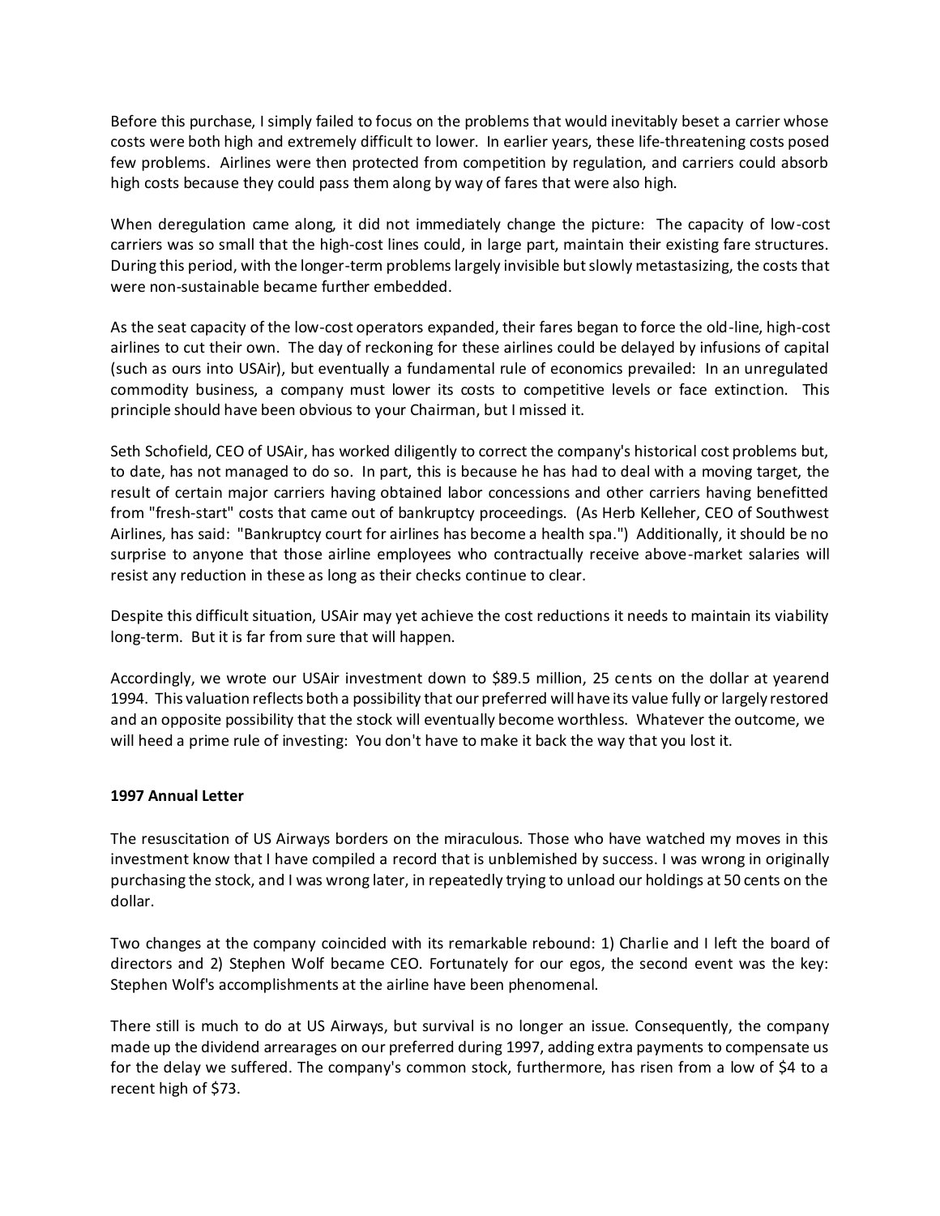Before this purchase, I simply failed to focus on the problems that would inevitably beset a carrier whose costs were both high and extremely difficult to lower. In earlier years, these life-threatening costs posed few problems. Airlines were then protected from competition by regulation, and carriers could absorb high costs because they could pass them along by way of fares that were also high.

When deregulation came along, it did not immediately change the picture: The capacity of low-cost carriers was so small that the high-cost lines could, in large part, maintain their existing fare structures. During this period, with the longer-term problems largely invisible but slowly metastasizing, the costs that were non-sustainable became further embedded.

As the seat capacity of the low-cost operators expanded, their fares began to force the old-line, high-cost airlines to cut their own. The day of reckoning for these airlines could be delayed by infusions of capital (such as ours into USAir), but eventually a fundamental rule of economics prevailed: In an unregulated commodity business, a company must lower its costs to competitive levels or face extinction. This principle should have been obvious to your Chairman, but I missed it.

Seth Schofield, CEO of USAir, has worked diligently to correct the company's historical cost problems but, to date, has not managed to do so. In part, this is because he has had to deal with a moving target, the result of certain major carriers having obtained labor concessions and other carriers having benefitted from "fresh-start" costs that came out of bankruptcy proceedings. (As Herb Kelleher, CEO of Southwest Airlines, has said: "Bankruptcy court for airlines has become a health spa.") Additionally, it should be no surprise to anyone that those airline employees who contractually receive above-market salaries will resist any reduction in these as long as their checks continue to clear.

Despite this difficult situation, USAir may yet achieve the cost reductions it needs to maintain its viability long-term. But it is far from sure that will happen.

Accordingly, we wrote our USAir investment down to $89.5 million, 25 cents on the dollar at yearend 1994. This valuation reflects both a possibility that our preferred will have its value fully or largely restored and an opposite possibility that the stock will eventually become worthless. Whatever the outcome, we will heed a prime rule of investing: You don't have to make it back the way that you lost it.

**1997 Annual Letter**

The resuscitation of US Airways borders on the miraculous. Those who have watched my moves in this investment know that I have compiled a record that is unblemished by success. I was wrong in originally purchasing the stock, and I was wrong later, in repeatedly trying to unload our holdings at 50 cents on the dollar.

Two changes at the company coincided with its remarkable rebound: 1) Charlie and I left the board of directors and 2) Stephen Wolf became CEO. Fortunately for our egos, the second event was the key: Stephen Wolf's accomplishments at the airline have been phenomenal.

There still is much to do at US Airways, but survival is no longer an issue. Consequently, the company made up the dividend arrearages on our preferred during 1997, adding extra payments to compensate us for the delay we suffered. The company's common stock, furthermore, has risen from a low of $4 to a recent high of $73.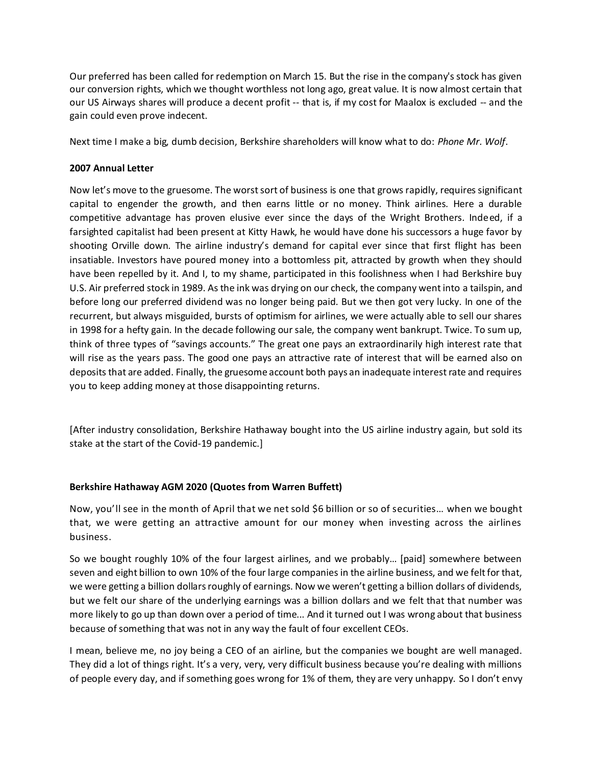Our preferred has been called for redemption on March 15. But the rise in the company's stock has given our conversion rights, which we thought worthless not long ago, great value. It is now almost certain that our US Airways shares will produce a decent profit -- that is, if my cost for Maalox is excluded -- and the gain could even prove indecent.

Next time I make a big, dumb decision, Berkshire shareholders will know what to do: *Phone Mr. Wolf*.

**2007 Annual Letter**

Now let's move to the gruesome. The worst sort of business is one that grows rapidly, requires significant capital to engender the growth, and then earns little or no money. Think airlines. Here a durable competitive advantage has proven elusive ever since the days of the Wright Brothers. Indeed, if a farsighted capitalist had been present at Kitty Hawk, he would have done his successors a huge favor by shooting Orville down. The airline industry's demand for capital ever since that first flight has been insatiable. Investors have poured money into a bottomless pit, attracted by growth when they should have been repelled by it. And I, to my shame, participated in this foolishness when I had Berkshire buy U.S. Air preferred stock in 1989. As the ink was drying on our check, the company went into a tailspin, and before long our preferred dividend was no longer being paid. But we then got very lucky. In one of the recurrent, but always misguided, bursts of optimism for airlines, we were actually able to sell our shares in 1998 for a hefty gain. In the decade following our sale, the company went bankrupt. Twice. To sum up, think of three types of "savings accounts." The great one pays an extraordinarily high interest rate that will rise as the years pass. The good one pays an attractive rate of interest that will be earned also on deposits that are added. Finally, the gruesome account both pays an inadequate interest rate and requires you to keep adding money at those disappointing returns.

[After industry consolidation, Berkshire Hathaway bought into the US airline industry again, but sold its stake at the start of the Covid-19 pandemic.]

**Berkshire Hathaway AGM 2020 (Quotes from Warren Buffett)**

Now, you'll see in the month of April that we net sold $6 billion or so of securities… when we bought that, we were getting an attractive amount for our money when investing across the airlines business.

So we bought roughly 10% of the four largest airlines, and we probably… [paid] somewhere between seven and eight billion to own 10% of the four large companies in the airline business, and we felt for that, we were getting a billion dollars roughly of earnings. Now we weren't getting a billion dollars of dividends, but we felt our share of the underlying earnings was a billion dollars and we felt that that number was more likely to go up than down over a period of time... And it turned out I was wrong about that business because of something that was not in any way the fault of four excellent CEOs.

I mean, believe me, no joy being a CEO of an airline, but the companies we bought are well managed. They did a lot of things right. It's a very, very, very difficult business because you're dealing with millions of people every day, and if something goes wrong for 1% of them, they are very unhappy. So I don't envy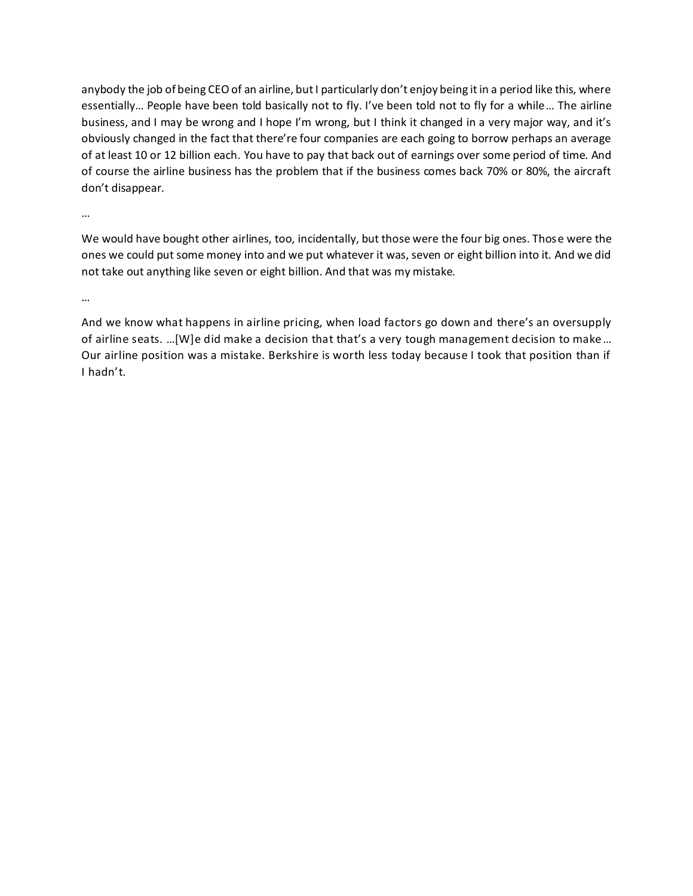anybody the job of being CEO of an airline, but I particularly don't enjoy being it in a period like this, where essentially… People have been told basically not to fly. I've been told not to fly for a while… The airline business, and I may be wrong and I hope I'm wrong, but I think it changed in a very major way, and it's obviously changed in the fact that there're four companies are each going to borrow perhaps an average of at least 10 or 12 billion each. You have to pay that back out of earnings over some period of time. And of course the airline business has the problem that if the business comes back 70% or 80%, the aircraft don't disappear.

…

We would have bought other airlines, too, incidentally, but those were the four big ones. Those were the ones we could put some money into and we put whatever it was, seven or eight billion into it. And we did not take out anything like seven or eight billion. And that was my mistake.

…

And we know what happens in airline pricing, when load factors go down and there's an oversupply of airline seats. …[W]e did make a decision that that's a very tough management decision to make… Our airline position was a mistake. Berkshire is worth less today because I took that position than if I hadn't.